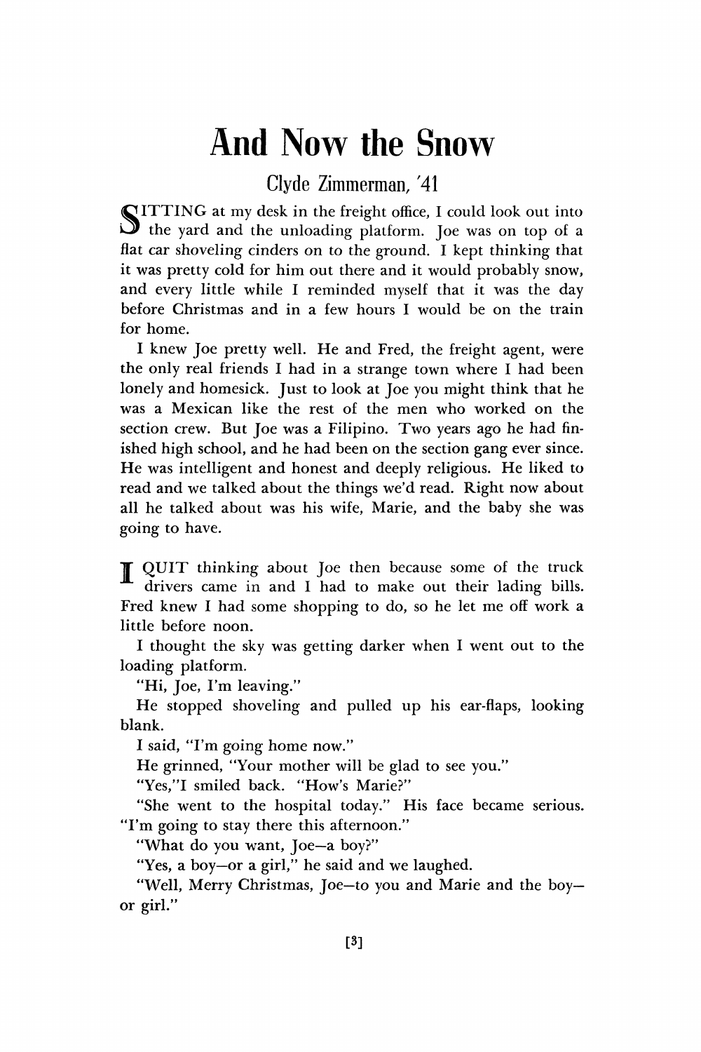# And Now the Snow

Clyde Zimmerman, '41

SITTING at my desk in the freight office, I could look out into the yard and the unloading platform. Joe was on top of a flat car shoveling cinders on to the ground. I kept thinking that it was pretty cold for him out there and it would probably snow, and every little while I reminded myself that it was the day before Christmas and in a few hours I would be on the train for home.

I knew Joe pretty well. He and Fred, the freight agent, were the only real friends I had in a strange town where I had been lonely and homesick. Just to look at Joe you might think that he was a Mexican like the rest of the men who worked on the section crew. But Joe was a Filipino. Two years ago he had finished high school, and he had been on the section gang ever since. He was intelligent and honest and deeply religious. He liked to read and we talked about the things we'd read. Right now about all he talked about was his wife, Marie, and the baby she was going to have.

I QUIT thinking about Joe then because some of the truck drivers came in and I had to make out their lading bills. Fred knew I had some shopping to do, so he let me off work a little before noon.

I thought the sky was getting darker when I went out to the loading platform.

"Hi, Joe, I'm leaving."

He stopped shoveling and pulled up his ear-flaps, looking blank.

I said, "I'm going home now."

He grinned, "Your mother will be glad to see you."

"Yes,"I smiled back. "How's Marie?"

"She went to the hospital today." His face became serious. "I'm going to stay there this afternoon."

"What do you want, Joe—a boy?"

"Yes, a boy—or a girl," he said and we laughed.

"Well, Merry Christmas, Joe—to you and Marie and the boy—or girl."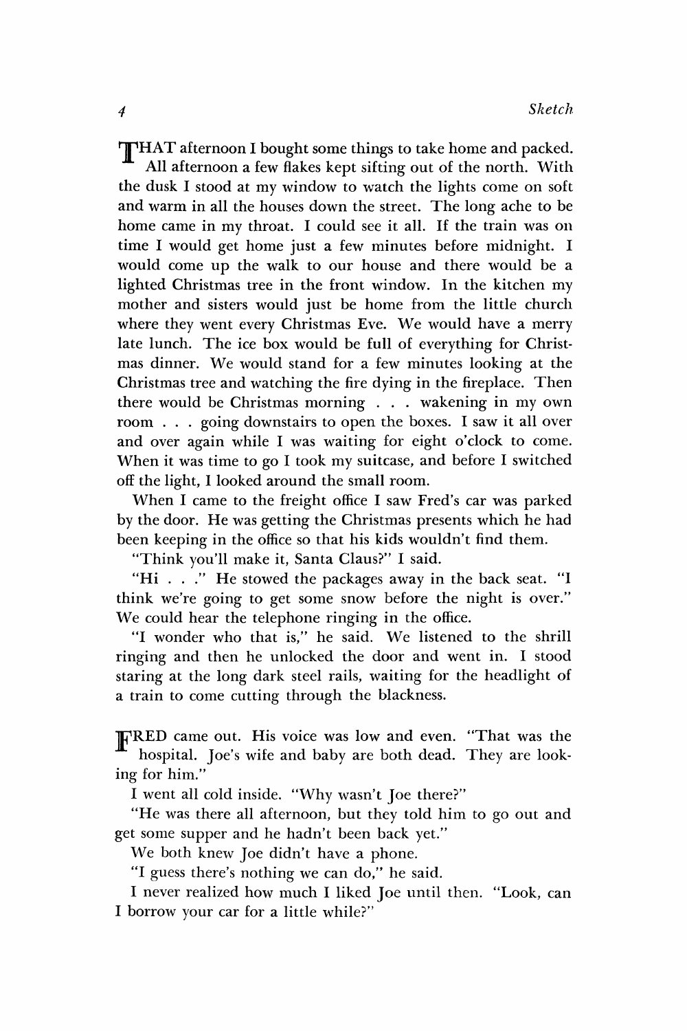THAT afternoon I bought some things to take home and packed. All afternoon a few flakes kept sifting out of the north. With the dusk I stood at my window to watch the lights come on soft and warm in all the houses down the street. The long ache to be home came in my throat. I could see it all. If the train was on time I would get home just a few minutes before midnight. I would come up the walk to our house and there would be a lighted Christmas tree in the front window. In the kitchen my mother and sisters would just be home from the little church where they went every Christmas Eve. We would have a merry late lunch. The ice box would be full of everything for Christmas dinner. We would stand for a few minutes looking at the Christmas tree and watching the fire dying in the fireplace. Then there would be Christmas morning . . . wakening in my own room . . . going downstairs to open the boxes. I saw it all over and over again while I was waiting for eight o'clock to come. When it was time to go I took my suitcase, and before I switched off the light, I looked around the small room.

When I came to the freight office I saw Fred's car was parked by the door. He was getting the Christmas presents which he had been keeping in the office so that his kids wouldn't find them.

"Think you'll make it, Santa Claus?" I said.

"Hi . . ." He stowed the packages away in the back seat. "I think we're going to get some snow before the night is over." We could hear the telephone ringing in the office.

"I wonder who that is," he said. We listened to the shrill ringing and then he unlocked the door and went in. I stood staring at the long dark steel rails, waiting for the headlight of a train to come cutting through the blackness.

FRED came out. His voice was low and even. "That was the hospital. Joe's wife and baby are both dead. They are looking for him."

I went all cold inside. "Why wasn't Joe there?"

"He was there all afternoon, but they told him to go out and get some supper and he hadn't been back yet."

We both knew Joe didn't have a phone.

"I guess there's nothing we can do," he said.

I never realized how much I liked Joe until then. "Look, can I borrow your car for a little while?"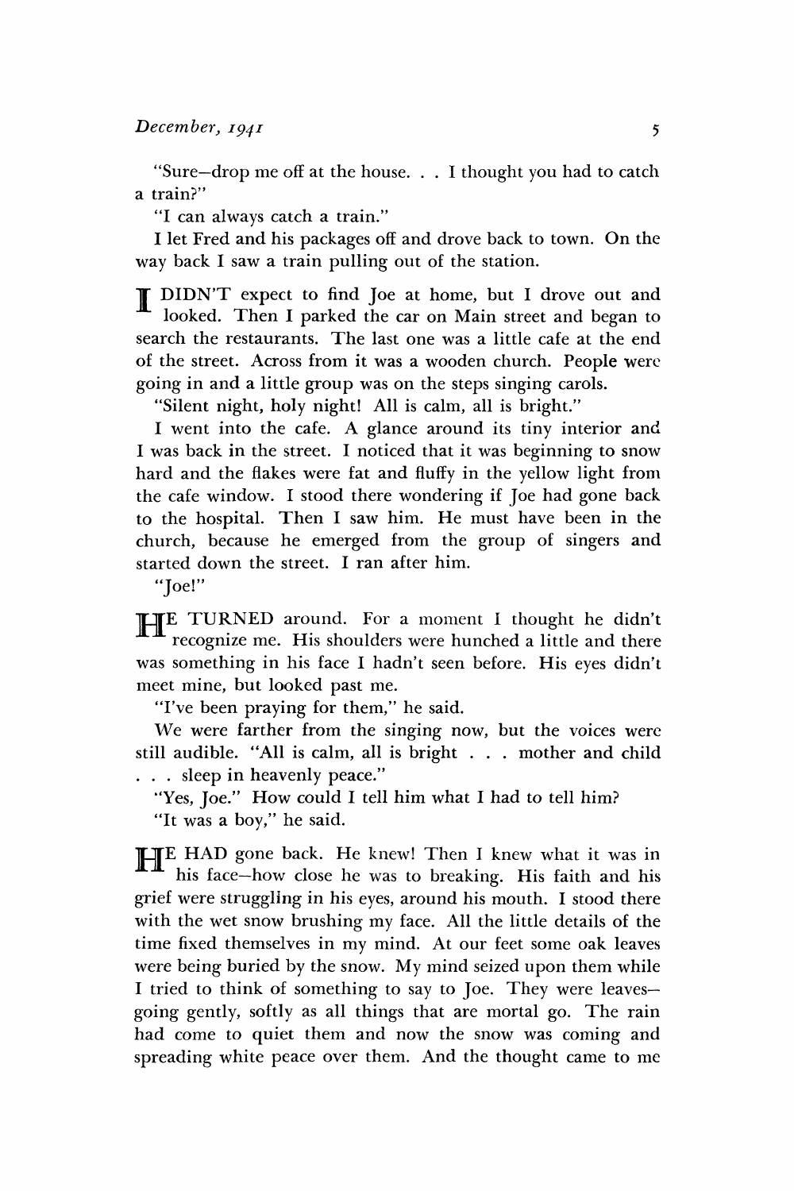"Sure—drop me off at the house. . . I thought you had to catch a train?"

"I can always catch a train."

I let Fred and his packages off and drove back to town. On the way back I saw a train pulling out of the station.

I DIDN'T expect to find Joe at home, but I drove out and looked. Then I parked the car on Main street and began to search the restaurants. The last one was a little cafe at the end of the street. Across from it was a wooden church. People were going in and a little group was on the steps singing carols.

"Silent night, holy night! All is calm, all is bright."

I went into the cafe. A glance around its tiny interior and I was back in the street. I noticed that it was beginning to snow hard and the flakes were fat and fluffy in the yellow light from the cafe window. I stood there wondering if Joe had gone back to the hospital. Then I saw him. He must have been in the church, because he emerged from the group of singers and started down the street. I ran after him.

"Joe!"

HE TURNED around. For a moment I thought he didn't recognize me. His shoulders were hunched a little and there was something in his face I hadn't seen before. His eyes didn't meet mine, but looked past me.

"I've been praying for them," he said.

We were farther from the singing now, but the voices were still audible. "All is calm, all is bright . . . mother and child . . . sleep in heavenly peace."

"Yes, Joe." How could I tell him what I had to tell him?

"It was a boy," he said.

HE HAD gone back. He knew! Then I knew what it was in his face—how close he was to breaking. His faith and his grief were struggling in his eyes, around his mouth. I stood there with the wet snow brushing my face. All the little details of the time fixed themselves in my mind. At our feet some oak leaves were being buried by the snow. My mind seized upon them while I tried to think of something to say to Joe. They were leaves—going gently, softly as all things that are mortal go. The rain had come to quiet them and now the snow was coming and spreading white peace over them. And the thought came to me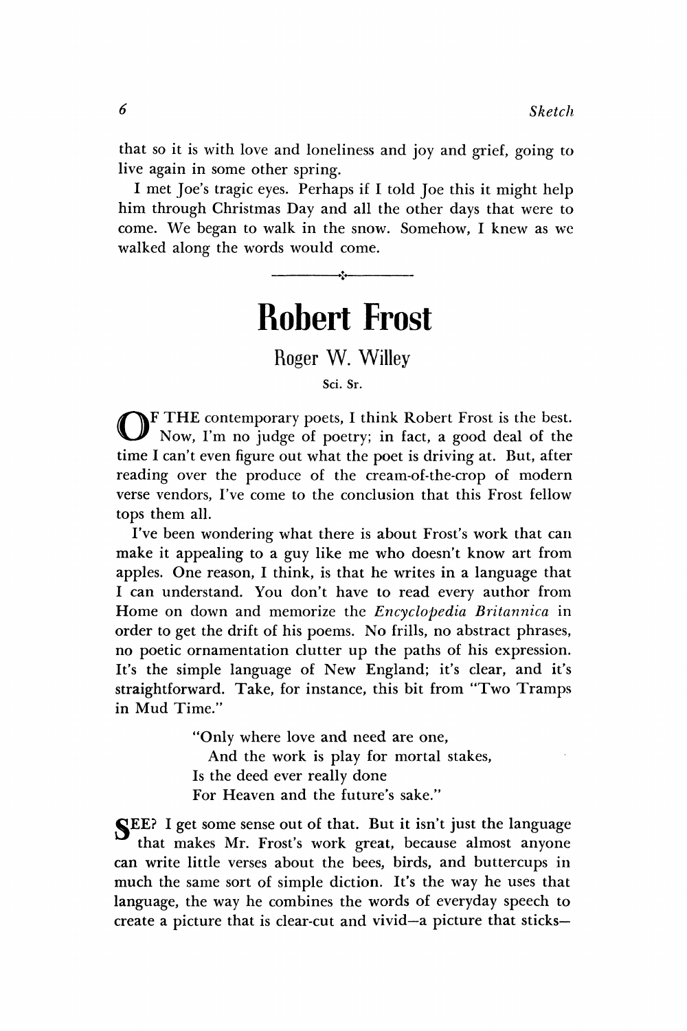that so it is with love and loneliness and joy and grief, going to live again in some other spring.

I met Joe's tragic eyes. Perhaps if I told Joe this it might help him through Christmas Day and all the other days that were to come. We began to walk in the snow. Somehow, I knew as we walked along the words would come.

---

# Robert Frost

## Roger W. Willey

Sci. Sr.

OF THE contemporary poets, I think Robert Frost is the best. Now, I'm no judge of poetry; in fact, a good deal of the time I can't even figure out what the poet is driving at. But, after reading over the produce of the cream-of-the-crop of modern verse vendors, I've come to the conclusion that this Frost fellow tops them all.

I've been wondering what there is about Frost's work that can make it appealing to a guy like me who doesn't know art from apples. One reason, I think, is that he writes in a language that I can understand. You don't have to read every author from Home on down and memorize the *Encyclopedia Britannica* in order to get the drift of his poems. No frills, no abstract phrases, no poetic ornamentation clutter up the paths of his expression. It's the simple language of New England; it's clear, and it's straightforward. Take, for instance, this bit from "Two Tramps in Mud Time."

> "Only where love and need are one,
> And the work is play for mortal stakes,
> Is the deed ever really done
> For Heaven and the future's sake."

SEE? I get some sense out of that. But it isn't just the language that makes Mr. Frost's work great, because almost anyone can write little verses about the bees, birds, and buttercups in much the same sort of simple diction. It's the way he uses that language, the way he combines the words of everyday speech to create a picture that is clear-cut and vivid—a picture that sticks—